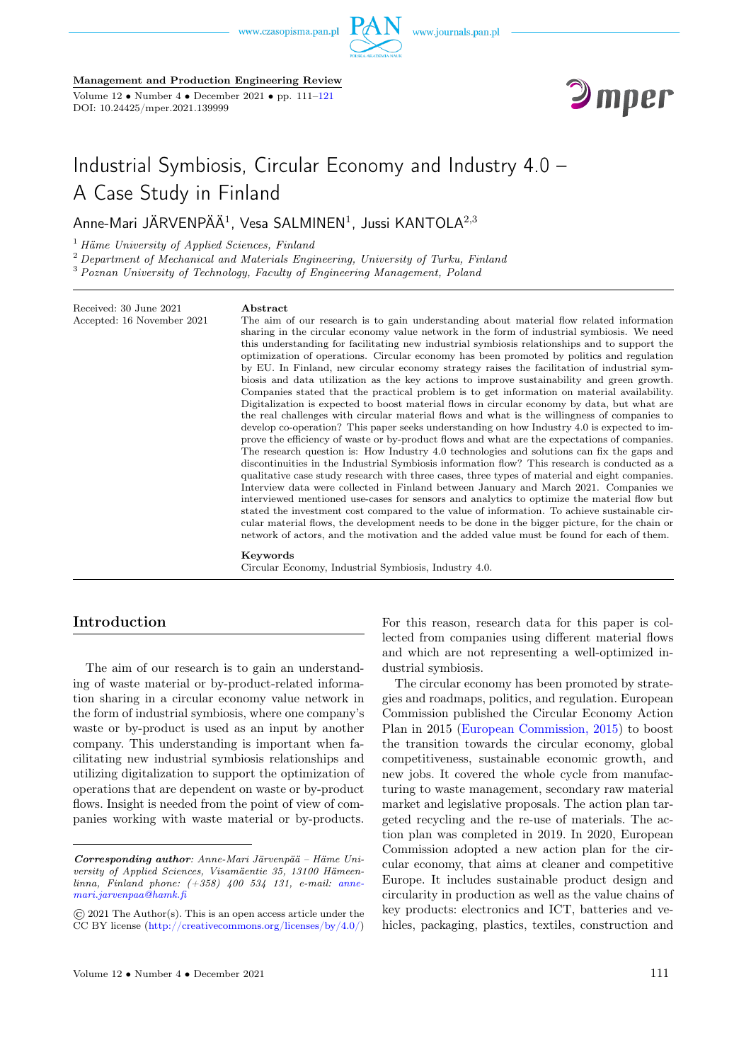# Industrial Symbiosis, Circular Economy and Industry 4.0 – A Case Study in Finland

Anne-Mari JÄRVENPÄÄ[1], Vesa SALMINEN[1], Jussi KANTOLA[2,3]

[1] *Häme University of Applied Sciences, Finland*
[2] *Department of Mechanical and Materials Engineering, University of Turku, Finland*
[3] *Poznan University of Technology, Faculty of Engineering Management, Poland*

Received: 30 June 2021
Accepted: 16 November 2021

**Abstract**

The aim of our research is to gain understanding about material flow related information sharing in the circular economy value network in the form of industrial symbiosis. We need this understanding for facilitating new industrial symbiosis relationships and to support the optimization of operations. Circular economy has been promoted by politics and regulation by EU. In Finland, new circular economy strategy raises the facilitation of industrial symbiosis and data utilization as the key actions to improve sustainability and green growth. Companies stated that the practical problem is to get information on material availability. Digitalization is expected to boost material flows in circular economy by data, but what are the real challenges with circular material flows and what is the willingness of companies to develop co-operation? This paper seeks understanding on how Industry 4.0 is expected to improve the efficiency of waste or by-product flows and what are the expectations of companies. The research question is: How Industry 4.0 technologies and solutions can fix the gaps and discontinuities in the Industrial Symbiosis information flow? This research is conducted as a qualitative case study research with three cases, three types of material and eight companies. Interview data were collected in Finland between January and March 2021. Companies we interviewed mentioned use-cases for sensors and analytics to optimize the material flow but stated the investment cost compared to the value of information. To achieve sustainable circular material flows, the development needs to be done in the bigger picture, for the chain or network of actors, and the motivation and the added value must be found for each of them.

**Keywords**

Circular Economy, Industrial Symbiosis, Industry 4.0.

## Introduction

The aim of our research is to gain an understanding of waste material or by-product-related information sharing in a circular economy value network in the form of industrial symbiosis, where one company's waste or by-product is used as an input by another company. This understanding is important when facilitating new industrial symbiosis relationships and utilizing digitalization to support the optimization of operations that are dependent on waste or by-product flows. Insight is needed from the point of view of companies working with waste material or by-products. For this reason, research data for this paper is collected from companies using different material flows and which are not representing a well-optimized industrial symbiosis.

The circular economy has been promoted by strategies and roadmaps, politics, and regulation. European Commission published the Circular Economy Action Plan in 2015 (European Commission, 2015) to boost the transition towards the circular economy, global competitiveness, sustainable economic growth, and new jobs. It covered the whole cycle from manufacturing to waste management, secondary raw material market and legislative proposals. The action plan targeted recycling and the re-use of materials. The action plan was completed in 2019. In 2020, European Commission adopted a new action plan for the circular economy, that aims at cleaner and competitive Europe. It includes sustainable product design and circularity in production as well as the value chains of key products: electronics and ICT, batteries and vehicles, packaging, plastics, textiles, construction and

*Corresponding author*: Anne-Mari Järvenpää – Häme University of Applied Sciences, Visamäentie 35, 13100 Hämeenlinna, Finland phone: (+358) 400 534 131, e-mail: anne-mari.jarvenpaa@hamk.fi

© 2021 The Author(s). This is an open access article under the CC BY license (http://creativecommons.org/licenses/by/4.0/)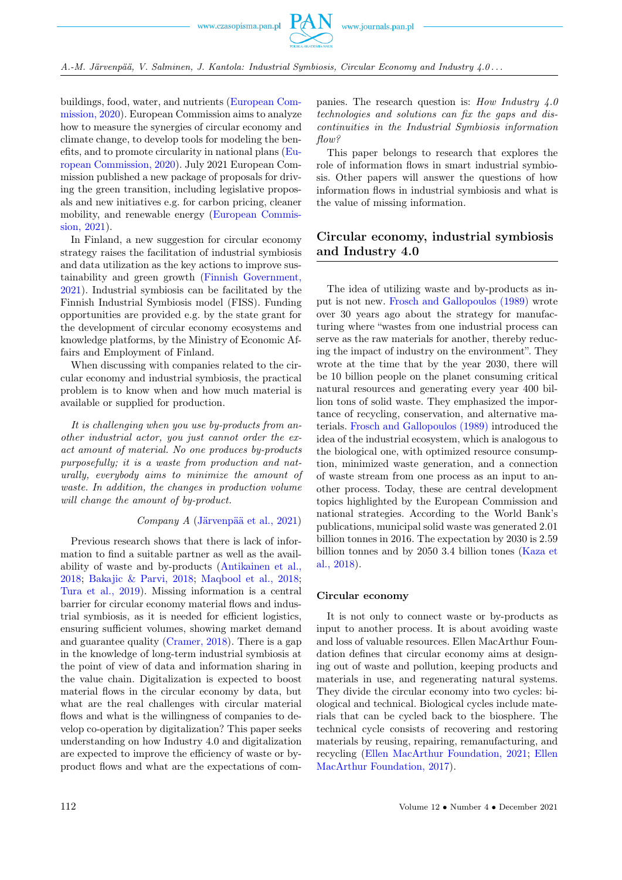buildings, food, water, and nutrients (European Commission, 2020). European Commission aims to analyze how to measure the synergies of circular economy and climate change, to develop tools for modeling the benefits, and to promote circularity in national plans (European Commission, 2020). July 2021 European Commission published a new package of proposals for driving the green transition, including legislative proposals and new initiatives e.g. for carbon pricing, cleaner mobility, and renewable energy (European Commission, 2021).

In Finland, a new suggestion for circular economy strategy raises the facilitation of industrial symbiosis and data utilization as the key actions to improve sustainability and green growth (Finnish Government, 2021). Industrial symbiosis can be facilitated by the Finnish Industrial Symbiosis model (FISS). Funding opportunities are provided e.g. by the state grant for the development of circular economy ecosystems and knowledge platforms, by the Ministry of Economic Affairs and Employment of Finland.

When discussing with companies related to the circular economy and industrial symbiosis, the practical problem is to know when and how much material is available or supplied for production.

*It is challenging when you use by-products from another industrial actor, you just cannot order the exact amount of material. No one produces by-products purposefully; it is a waste from production and naturally, everybody aims to minimize the amount of waste. In addition, the changes in production volume will change the amount of by-product.*

*Company A* (Järvenpää et al., 2021)

Previous research shows that there is lack of information to find a suitable partner as well as the availability of waste and by-products (Antikainen et al., 2018; Bakajic & Parvi, 2018; Maqbool et al., 2018; Tura et al., 2019). Missing information is a central barrier for circular economy material flows and industrial symbiosis, as it is needed for efficient logistics, ensuring sufficient volumes, showing market demand and guarantee quality (Cramer, 2018). There is a gap in the knowledge of long-term industrial symbiosis at the point of view of data and information sharing in the value chain. Digitalization is expected to boost material flows in the circular economy by data, but what are the real challenges with circular material flows and what is the willingness of companies to develop co-operation by digitalization? This paper seeks understanding on how Industry 4.0 and digitalization are expected to improve the efficiency of waste or by-product flows and what are the expectations of companies. The research question is: *How Industry 4.0 technologies and solutions can fix the gaps and discontinuities in the Industrial Symbiosis information flow?*

This paper belongs to research that explores the role of information flows in smart industrial symbiosis. Other papers will answer the questions of how information flows in industrial symbiosis and what is the value of missing information.

## Circular economy, industrial symbiosis and Industry 4.0

The idea of utilizing waste and by-products as input is not new. Frosch and Gallopoulos (1989) wrote over 30 years ago about the strategy for manufacturing where "wastes from one industrial process can serve as the raw materials for another, thereby reducing the impact of industry on the environment". They wrote at the time that by the year 2030, there will be 10 billion people on the planet consuming critical natural resources and generating every year 400 billion tons of solid waste. They emphasized the importance of recycling, conservation, and alternative materials. Frosch and Gallopoulos (1989) introduced the idea of the industrial ecosystem, which is analogous to the biological one, with optimized resource consumption, minimized waste generation, and a connection of waste stream from one process as an input to another process. Today, these are central development topics highlighted by the European Commission and national strategies. According to the World Bank's publications, municipal solid waste was generated 2.01 billion tonnes in 2016. The expectation by 2030 is 2.59 billion tonnes and by 2050 3.4 billion tones (Kaza et al., 2018).

### Circular economy

It is not only to connect waste or by-products as input to another process. It is about avoiding waste and loss of valuable resources. Ellen MacArthur Foundation defines that circular economy aims at designing out of waste and pollution, keeping products and materials in use, and regenerating natural systems. They divide the circular economy into two cycles: biological and technical. Biological cycles include materials that can be cycled back to the biosphere. The technical cycle consists of recovering and restoring materials by reusing, repairing, remanufacturing, and recycling (Ellen MacArthur Foundation, 2021; Ellen MacArthur Foundation, 2017).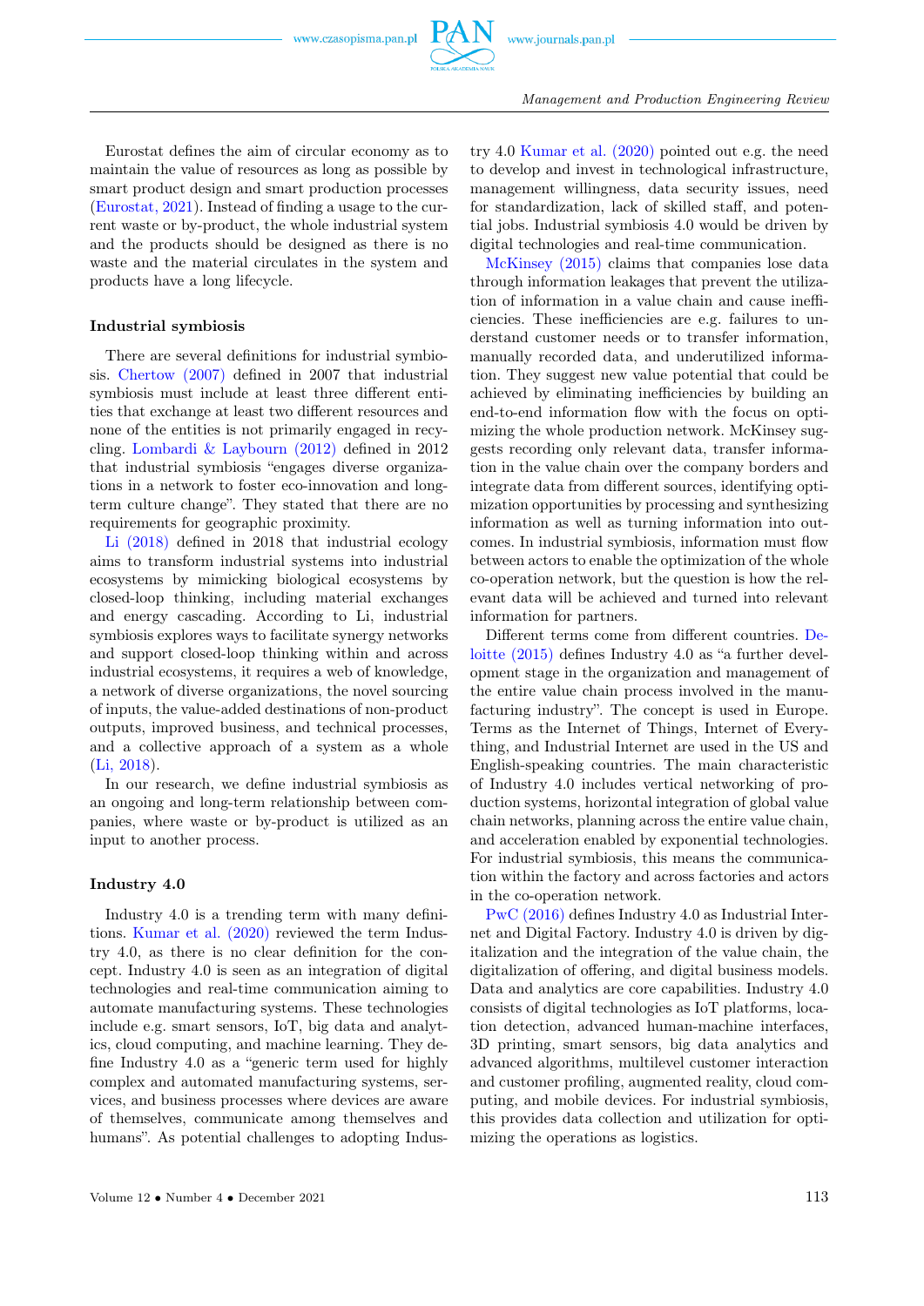Eurostat defines the aim of circular economy as to maintain the value of resources as long as possible by smart product design and smart production processes (Eurostat, 2021). Instead of finding a usage to the current waste or by-product, the whole industrial system and the products should be designed as there is no waste and the material circulates in the system and products have a long lifecycle.

## Industrial symbiosis

There are several definitions for industrial symbiosis. Chertow (2007) defined in 2007 that industrial symbiosis must include at least three different entities that exchange at least two different resources and none of the entities is not primarily engaged in recycling. Lombardi & Laybourn (2012) defined in 2012 that industrial symbiosis "engages diverse organizations in a network to foster eco-innovation and long-term culture change". They stated that there are no requirements for geographic proximity.

Li (2018) defined in 2018 that industrial ecology aims to transform industrial systems into industrial ecosystems by mimicking biological ecosystems by closed-loop thinking, including material exchanges and energy cascading. According to Li, industrial symbiosis explores ways to facilitate synergy networks and support closed-loop thinking within and across industrial ecosystems, it requires a web of knowledge, a network of diverse organizations, the novel sourcing of inputs, the value-added destinations of non-product outputs, improved business, and technical processes, and a collective approach of a system as a whole (Li, 2018).

In our research, we define industrial symbiosis as an ongoing and long-term relationship between companies, where waste or by-product is utilized as an input to another process.

## Industry 4.0

Industry 4.0 is a trending term with many definitions. Kumar et al. (2020) reviewed the term Industry 4.0, as there is no clear definition for the concept. Industry 4.0 is seen as an integration of digital technologies and real-time communication aiming to automate manufacturing systems. These technologies include e.g. smart sensors, IoT, big data and analytics, cloud computing, and machine learning. They define Industry 4.0 as a "generic term used for highly complex and automated manufacturing systems, services, and business processes where devices are aware of themselves, communicate among themselves and humans". As potential challenges to adopting Industry 4.0 Kumar et al. (2020) pointed out e.g. the need to develop and invest in technological infrastructure, management willingness, data security issues, need for standardization, lack of skilled staff, and potential jobs. Industrial symbiosis 4.0 would be driven by digital technologies and real-time communication.

McKinsey (2015) claims that companies lose data through information leakages that prevent the utilization of information in a value chain and cause inefficiencies. These inefficiencies are e.g. failures to understand customer needs or to transfer information, manually recorded data, and underutilized information. They suggest new value potential that could be achieved by eliminating inefficiencies by building an end-to-end information flow with the focus on optimizing the whole production network. McKinsey suggests recording only relevant data, transfer information in the value chain over the company borders and integrate data from different sources, identifying optimization opportunities by processing and synthesizing information as well as turning information into outcomes. In industrial symbiosis, information must flow between actors to enable the optimization of the whole co-operation network, but the question is how the relevant data will be achieved and turned into relevant information for partners.

Different terms come from different countries. Deloitte (2015) defines Industry 4.0 as "a further development stage in the organization and management of the entire value chain process involved in the manufacturing industry". The concept is used in Europe. Terms as the Internet of Things, Internet of Everything, and Industrial Internet are used in the US and English-speaking countries. The main characteristic of Industry 4.0 includes vertical networking of production systems, horizontal integration of global value chain networks, planning across the entire value chain, and acceleration enabled by exponential technologies. For industrial symbiosis, this means the communication within the factory and across factories and actors in the co-operation network.

PwC (2016) defines Industry 4.0 as Industrial Internet and Digital Factory. Industry 4.0 is driven by digitalization and the integration of the value chain, the digitalization of offering, and digital business models. Data and analytics are core capabilities. Industry 4.0 consists of digital technologies as IoT platforms, location detection, advanced human-machine interfaces, 3D printing, smart sensors, big data analytics and advanced algorithms, multilevel customer interaction and customer profiling, augmented reality, cloud computing, and mobile devices. For industrial symbiosis, this provides data collection and utilization for optimizing the operations as logistics.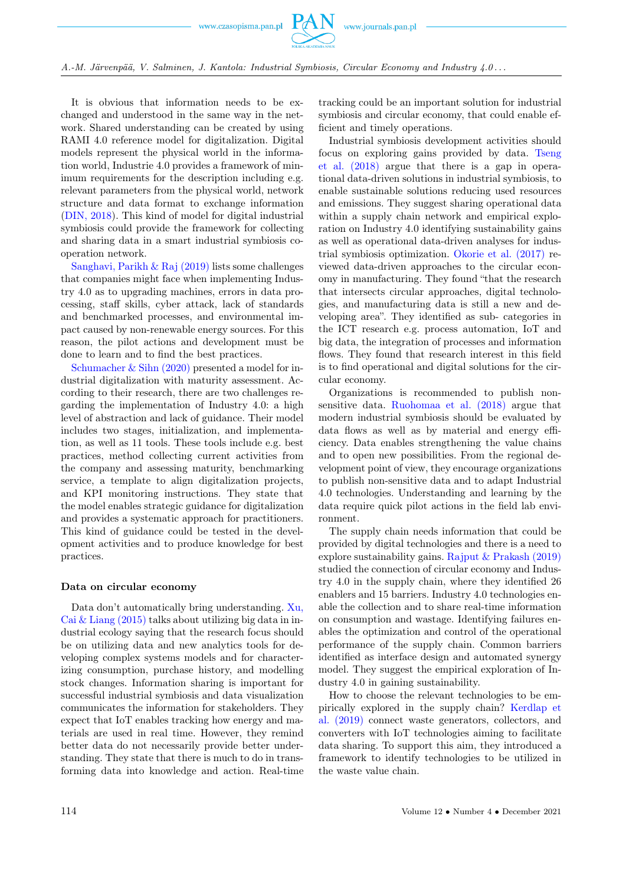It is obvious that information needs to be exchanged and understood in the same way in the network. Shared understanding can be created by using RAMI 4.0 reference model for digitalization. Digital models represent the physical world in the information world, Industrie 4.0 provides a framework of minimum requirements for the description including e.g. relevant parameters from the physical world, network structure and data format to exchange information (DIN, 2018). This kind of model for digital industrial symbiosis could provide the framework for collecting and sharing data in a smart industrial symbiosis cooperation network.

Sanghavi, Parikh & Raj (2019) lists some challenges that companies might face when implementing Industry 4.0 as to upgrading machines, errors in data processing, staff skills, cyber attack, lack of standards and benchmarked processes, and environmental impact caused by non-renewable energy sources. For this reason, the pilot actions and development must be done to learn and to find the best practices.

Schumacher & Sihn (2020) presented a model for industrial digitalization with maturity assessment. According to their research, there are two challenges regarding the implementation of Industry 4.0: a high level of abstraction and lack of guidance. Their model includes two stages, initialization, and implementation, as well as 11 tools. These tools include e.g. best practices, method collecting current activities from the company and assessing maturity, benchmarking service, a template to align digitalization projects, and KPI monitoring instructions. They state that the model enables strategic guidance for digitalization and provides a systematic approach for practitioners. This kind of guidance could be tested in the development activities and to produce knowledge for best practices.

### Data on circular economy

Data don't automatically bring understanding. Xu, Cai & Liang (2015) talks about utilizing big data in industrial ecology saying that the research focus should be on utilizing data and new analytics tools for developing complex systems models and for characterizing consumption, purchase history, and modelling stock changes. Information sharing is important for successful industrial symbiosis and data visualization communicates the information for stakeholders. They expect that IoT enables tracking how energy and materials are used in real time. However, they remind better data do not necessarily provide better understanding. They state that there is much to do in transforming data into knowledge and action. Real-time tracking could be an important solution for industrial symbiosis and circular economy, that could enable efficient and timely operations.

Industrial symbiosis development activities should focus on exploring gains provided by data. Tseng et al. (2018) argue that there is a gap in operational data-driven solutions in industrial symbiosis, to enable sustainable solutions reducing used resources and emissions. They suggest sharing operational data within a supply chain network and empirical exploration on Industry 4.0 identifying sustainability gains as well as operational data-driven analyses for industrial symbiosis optimization. Okorie et al. (2017) reviewed data-driven approaches to the circular economy in manufacturing. They found "that the research that intersects circular approaches, digital technologies, and manufacturing data is still a new and developing area". They identified as sub- categories in the ICT research e.g. process automation, IoT and big data, the integration of processes and information flows. They found that research interest in this field is to find operational and digital solutions for the circular economy.

Organizations is recommended to publish non-sensitive data. Ruohomaa et al. (2018) argue that modern industrial symbiosis should be evaluated by data flows as well as by material and energy efficiency. Data enables strengthening the value chains and to open new possibilities. From the regional development point of view, they encourage organizations to publish non-sensitive data and to adapt Industrial 4.0 technologies. Understanding and learning by the data require quick pilot actions in the field lab environment.

The supply chain needs information that could be provided by digital technologies and there is a need to explore sustainability gains. Rajput & Prakash (2019) studied the connection of circular economy and Industry 4.0 in the supply chain, where they identified 26 enablers and 15 barriers. Industry 4.0 technologies enable the collection and to share real-time information on consumption and wastage. Identifying failures enables the optimization and control of the operational performance of the supply chain. Common barriers identified as interface design and automated synergy model. They suggest the empirical exploration of Industry 4.0 in gaining sustainability.

How to choose the relevant technologies to be empirically explored in the supply chain? Kerdlap et al. (2019) connect waste generators, collectors, and converters with IoT technologies aiming to facilitate data sharing. To support this aim, they introduced a framework to identify technologies to be utilized in the waste value chain.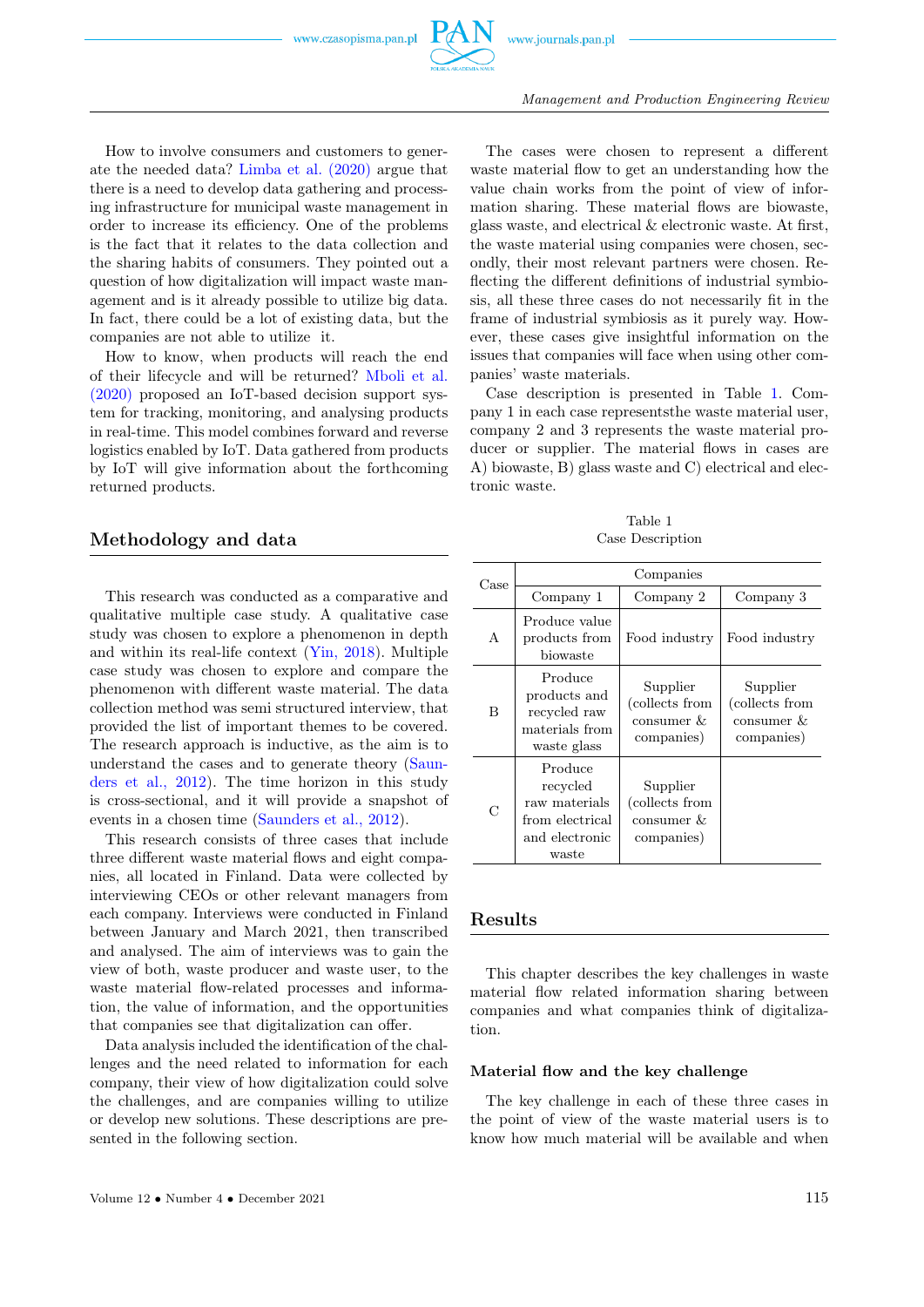How to involve consumers and customers to generate the needed data? Limba et al. (2020) argue that there is a need to develop data gathering and processing infrastructure for municipal waste management in order to increase its efficiency. One of the problems is the fact that it relates to the data collection and the sharing habits of consumers. They pointed out a question of how digitalization will impact waste management and is it already possible to utilize big data. In fact, there could be a lot of existing data, but the companies are not able to utilize it.

How to know, when products will reach the end of their lifecycle and will be returned? Mboli et al. (2020) proposed an IoT-based decision support system for tracking, monitoring, and analysing products in real-time. This model combines forward and reverse logistics enabled by IoT. Data gathered from products by IoT will give information about the forthcoming returned products.

## Methodology and data

This research was conducted as a comparative and qualitative multiple case study. A qualitative case study was chosen to explore a phenomenon in depth and within its real-life context (Yin, 2018). Multiple case study was chosen to explore and compare the phenomenon with different waste material. The data collection method was semi structured interview, that provided the list of important themes to be covered. The research approach is inductive, as the aim is to understand the cases and to generate theory (Saunders et al., 2012). The time horizon in this study is cross-sectional, and it will provide a snapshot of events in a chosen time (Saunders et al., 2012).

This research consists of three cases that include three different waste material flows and eight companies, all located in Finland. Data were collected by interviewing CEOs or other relevant managers from each company. Interviews were conducted in Finland between January and March 2021, then transcribed and analysed. The aim of interviews was to gain the view of both, waste producer and waste user, to the waste material flow-related processes and information, the value of information, and the opportunities that companies see that digitalization can offer.

Data analysis included the identification of the challenges and the need related to information for each company, their view of how digitalization could solve the challenges, and are companies willing to utilize or develop new solutions. These descriptions are presented in the following section.

The cases were chosen to represent a different waste material flow to get an understanding how the value chain works from the point of view of information sharing. These material flows are biowaste, glass waste, and electrical & electronic waste. At first, the waste material using companies were chosen, secondly, their most relevant partners were chosen. Reflecting the different definitions of industrial symbiosis, all these three cases do not necessarily fit in the frame of industrial symbiosis as it purely way. However, these cases give insightful information on the issues that companies will face when using other companies' waste materials.

Case description is presented in Table 1. Company 1 in each case representsthe waste material user, company 2 and 3 represents the waste material producer or supplier. The material flows in cases are A) biowaste, B) glass waste and C) electrical and electronic waste.

Table 1
Case Description

| Case | Companies | | |
|---|---|---|---|
| | Company 1 | Company 2 | Company 3 |
| A | Produce value products from biowaste | Food industry | Food industry |
| B | Produce products and recycled raw materials from waste glass | Supplier (collects from consumer & companies) | Supplier (collects from consumer & companies) |
| C | Produce recycled raw materials from electrical and electronic waste | Supplier (collects from consumer & companies) | |

## Results

This chapter describes the key challenges in waste material flow related information sharing between companies and what companies think of digitalization.

### Material flow and the key challenge

The key challenge in each of these three cases in the point of view of the waste material users is to know how much material will be available and when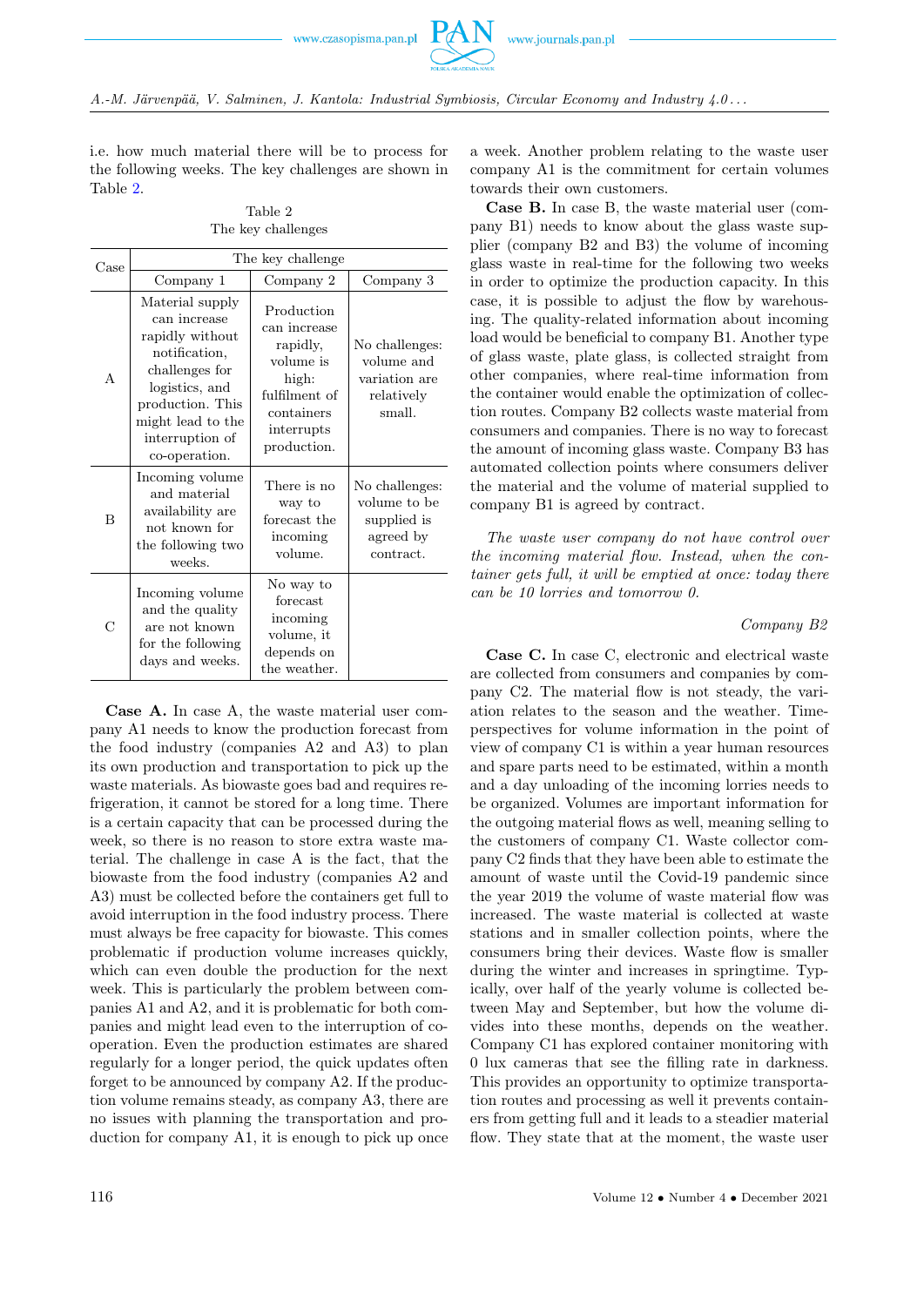i.e. how much material there will be to process for the following weeks. The key challenges are shown in Table 2.

Table 2
The key challenges

| Case | The key challenge | | |
|---|---|---|---|
| | Company 1 | Company 2 | Company 3 |
| A | Material supply can increase rapidly without notification, challenges for logistics, and production. This might lead to the interruption of co-operation. | Production can increase rapidly, volume is high: fulfilment of containers interrupts production. | No challenges: volume and variation are relatively small. |
| B | Incoming volume and material availability are not known for the following two weeks. | There is no way to forecast the incoming volume. | No challenges: volume to be supplied is agreed by contract. |
| C | Incoming volume and the quality are not known for the following days and weeks. | No way to forecast incoming volume, it depends on the weather. | |

**Case A.** In case A, the waste material user company A1 needs to know the production forecast from the food industry (companies A2 and A3) to plan its own production and transportation to pick up the waste materials. As biowaste goes bad and requires refrigeration, it cannot be stored for a long time. There is a certain capacity that can be processed during the week, so there is no reason to store extra waste material. The challenge in case A is the fact, that the biowaste from the food industry (companies A2 and A3) must be collected before the containers get full to avoid interruption in the food industry process. There must always be free capacity for biowaste. This comes problematic if production volume increases quickly, which can even double the production for the next week. This is particularly the problem between companies A1 and A2, and it is problematic for both companies and might lead even to the interruption of cooperation. Even the production estimates are shared regularly for a longer period, the quick updates often forget to be announced by company A2. If the production volume remains steady, as company A3, there are no issues with planning the transportation and production for company A1, it is enough to pick up once a week. Another problem relating to the waste user company A1 is the commitment for certain volumes towards their own customers.

**Case B.** In case B, the waste material user (company B1) needs to know about the glass waste supplier (company B2 and B3) the volume of incoming glass waste in real-time for the following two weeks in order to optimize the production capacity. In this case, it is possible to adjust the flow by warehousing. The quality-related information about incoming load would be beneficial to company B1. Another type of glass waste, plate glass, is collected straight from other companies, where real-time information from the container would enable the optimization of collection routes. Company B2 collects waste material from consumers and companies. There is no way to forecast the amount of incoming glass waste. Company B3 has automated collection points where consumers deliver the material and the volume of material supplied to company B1 is agreed by contract.

> *The waste user company do not have control over the incoming material flow. Instead, when the container gets full, it will be emptied at once: today there can be 10 lorries and tomorrow 0.*
>
> *Company B2*

**Case C.** In case C, electronic and electrical waste are collected from consumers and companies by company C2. The material flow is not steady, the variation relates to the season and the weather. Time-perspectives for volume information in the point of view of company C1 is within a year human resources and spare parts need to be estimated, within a month and a day unloading of the incoming lorries needs to be organized. Volumes are important information for the outgoing material flows as well, meaning selling to the customers of company C1. Waste collector company C2 finds that they have been able to estimate the amount of waste until the Covid-19 pandemic since the year 2019 the volume of waste material flow was increased. The waste material is collected at waste stations and in smaller collection points, where the consumers bring their devices. Waste flow is smaller during the winter and increases in springtime. Typically, over half of the yearly volume is collected between May and September, but how the volume divides into these months, depends on the weather. Company C1 has explored container monitoring with 0 lux cameras that see the filling rate in darkness. This provides an opportunity to optimize transportation routes and processing as well it prevents containers from getting full and it leads to a steadier material flow. They state that at the moment, the waste user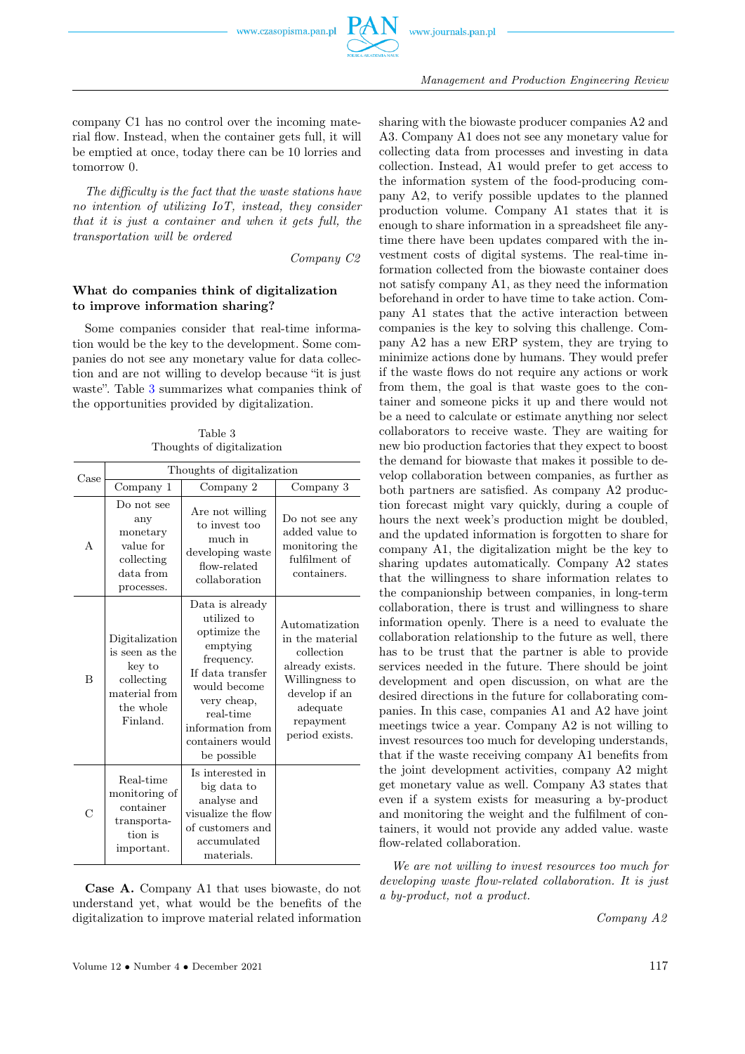company C1 has no control over the incoming material flow. Instead, when the container gets full, it will be emptied at once, today there can be 10 lorries and tomorrow 0.

*The difficulty is the fact that the waste stations have no intention of utilizing IoT, instead, they consider that it is just a container and when it gets full, the transportation will be ordered*

*Company C2*

### What do companies think of digitalization to improve information sharing?

Some companies consider that real-time information would be the key to the development. Some companies do not see any monetary value for data collection and are not willing to develop because "it is just waste". Table 3 summarizes what companies think of the opportunities provided by digitalization.

Table 3
Thoughts of digitalization

| Case | Thoughts of digitalization | | |
|---|---|---|---|
| | Company 1 | Company 2 | Company 3 |
| A | Do not see any monetary value for collecting data from processes. | Are not willing to invest too much in developing waste flow-related collaboration | Do not see any added value to monitoring the fulfilment of containers. |
| B | Digitalization is seen as the key to collecting material from the whole Finland. | Data is already utilized to optimize the emptying frequency. If data transfer would become very cheap, real-time information from containers would be possible | Automatization in the material collection already exists. Willingness to develop if an adequate repayment period exists. |
| C | Real-time monitoring of container transportation is important. | Is interested in big data to analyse and visualize the flow of customers and accumulated materials. | |

**Case A.** Company A1 that uses biowaste, do not understand yet, what would be the benefits of the digitalization to improve material related information sharing with the biowaste producer companies A2 and A3. Company A1 does not see any monetary value for collecting data from processes and investing in data collection. Instead, A1 would prefer to get access to the information system of the food-producing company A2, to verify possible updates to the planned production volume. Company A1 states that it is enough to share information in a spreadsheet file anytime there have been updates compared with the investment costs of digital systems. The real-time information collected from the biowaste container does not satisfy company A1, as they need the information beforehand in order to have time to take action. Company A1 states that the active interaction between companies is the key to solving this challenge. Company A2 has a new ERP system, they are trying to minimize actions done by humans. They would prefer if the waste flows do not require any actions or work from them, the goal is that waste goes to the container and someone picks it up and there would not be a need to calculate or estimate anything nor select collaborators to receive waste. They are waiting for new bio production factories that they expect to boost the demand for biowaste that makes it possible to develop collaboration between companies, as further as both partners are satisfied. As company A2 production forecast might vary quickly, during a couple of hours the next week's production might be doubled, and the updated information is forgotten to share for company A1, the digitalization might be the key to sharing updates automatically. Company A2 states that the willingness to share information relates to the companionship between companies, in long-term collaboration, there is trust and willingness to share information openly. There is a need to evaluate the collaboration relationship to the future as well, there has to be trust that the partner is able to provide services needed in the future. There should be joint development and open discussion, on what are the desired directions in the future for collaborating companies. In this case, companies A1 and A2 have joint meetings twice a year. Company A2 is not willing to invest resources too much for developing understands, that if the waste receiving company A1 benefits from the joint development activities, company A2 might get monetary value as well. Company A3 states that even if a system exists for measuring a by-product and monitoring the weight and the fulfilment of containers, it would not provide any added value. waste flow-related collaboration.

*We are not willing to invest resources too much for developing waste flow-related collaboration. It is just a by-product, not a product.*

*Company A2*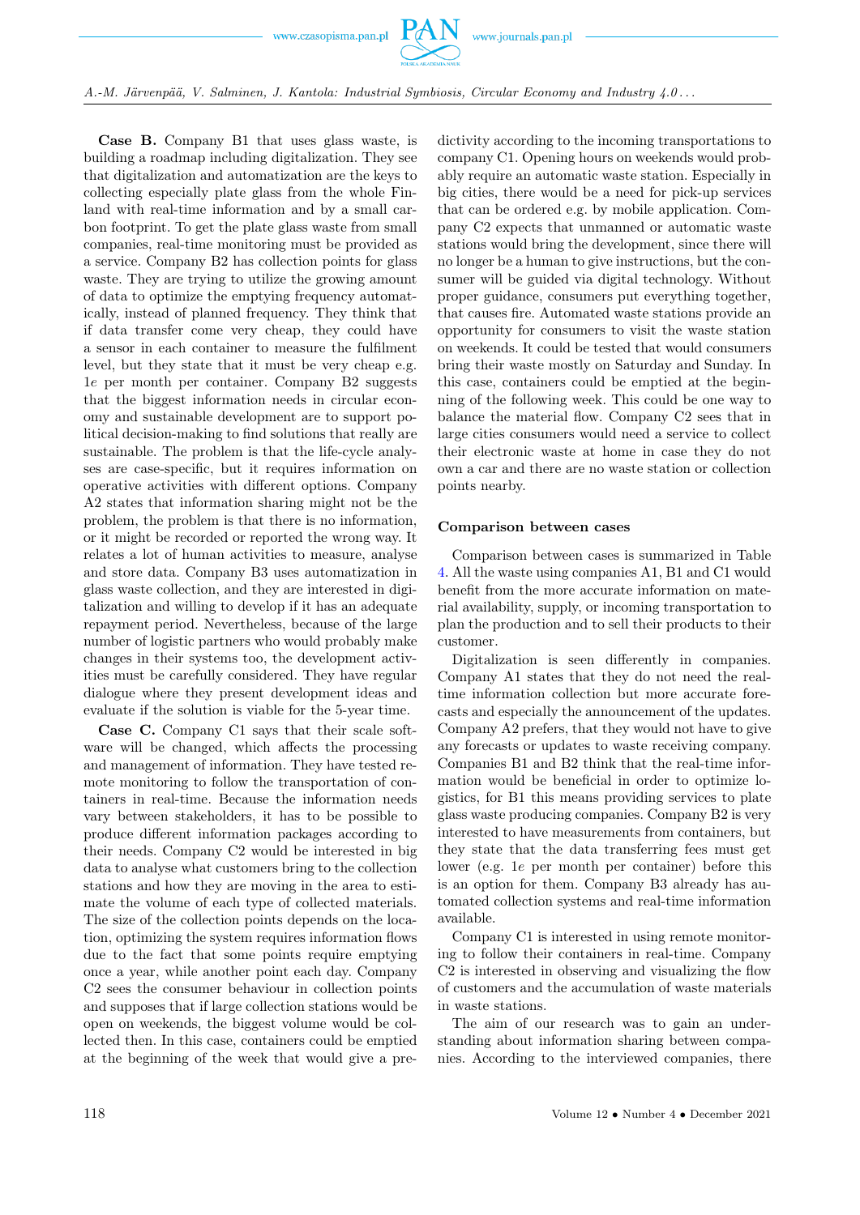**Case B.** Company B1 that uses glass waste, is building a roadmap including digitalization. They see that digitalization and automatization are the keys to collecting especially plate glass from the whole Finland with real-time information and by a small carbon footprint. To get the plate glass waste from small companies, real-time monitoring must be provided as a service. Company B2 has collection points for glass waste. They are trying to utilize the growing amount of data to optimize the emptying frequency automatically, instead of planned frequency. They think that if data transfer come very cheap, they could have a sensor in each container to measure the fulfilment level, but they state that it must be very cheap e.g. 1€ per month per container. Company B2 suggests that the biggest information needs in circular economy and sustainable development are to support political decision-making to find solutions that really are sustainable. The problem is that the life-cycle analyses are case-specific, but it requires information on operative activities with different options. Company A2 states that information sharing might not be the problem, the problem is that there is no information, or it might be recorded or reported the wrong way. It relates a lot of human activities to measure, analyse and store data. Company B3 uses automatization in glass waste collection, and they are interested in digitalization and willing to develop if it has an adequate repayment period. Nevertheless, because of the large number of logistic partners who would probably make changes in their systems too, the development activities must be carefully considered. They have regular dialogue where they present development ideas and evaluate if the solution is viable for the 5-year time.

**Case C.** Company C1 says that their scale software will be changed, which affects the processing and management of information. They have tested remote monitoring to follow the transportation of containers in real-time. Because the information needs vary between stakeholders, it has to be possible to produce different information packages according to their needs. Company C2 would be interested in big data to analyse what customers bring to the collection stations and how they are moving in the area to estimate the volume of each type of collected materials. The size of the collection points depends on the location, optimizing the system requires information flows due to the fact that some points require emptying once a year, while another point each day. Company C2 sees the consumer behaviour in collection points and supposes that if large collection stations would be open on weekends, the biggest volume would be collected then. In this case, containers could be emptied at the beginning of the week that would give a predictivity according to the incoming transportations to company C1. Opening hours on weekends would probably require an automatic waste station. Especially in big cities, there would be a need for pick-up services that can be ordered e.g. by mobile application. Company C2 expects that unmanned or automatic waste stations would bring the development, since there will no longer be a human to give instructions, but the consumer will be guided via digital technology. Without proper guidance, consumers put everything together, that causes fire. Automated waste stations provide an opportunity for consumers to visit the waste station on weekends. It could be tested that would consumers bring their waste mostly on Saturday and Sunday. In this case, containers could be emptied at the beginning of the following week. This could be one way to balance the material flow. Company C2 sees that in large cities consumers would need a service to collect their electronic waste at home in case they do not own a car and there are no waste station or collection points nearby.

### Comparison between cases

Comparison between cases is summarized in Table 4. All the waste using companies A1, B1 and C1 would benefit from the more accurate information on material availability, supply, or incoming transportation to plan the production and to sell their products to their customer.

Digitalization is seen differently in companies. Company A1 states that they do not need the real-time information collection but more accurate forecasts and especially the announcement of the updates. Company A2 prefers, that they would not have to give any forecasts or updates to waste receiving company. Companies B1 and B2 think that the real-time information would be beneficial in order to optimize logistics, for B1 this means providing services to plate glass waste producing companies. Company B2 is very interested to have measurements from containers, but they state that the data transferring fees must get lower (e.g. 1€ per month per container) before this is an option for them. Company B3 already has automated collection systems and real-time information available.

Company C1 is interested in using remote monitoring to follow their containers in real-time. Company C2 is interested in observing and visualizing the flow of customers and the accumulation of waste materials in waste stations.

The aim of our research was to gain an understanding about information sharing between companies. According to the interviewed companies, there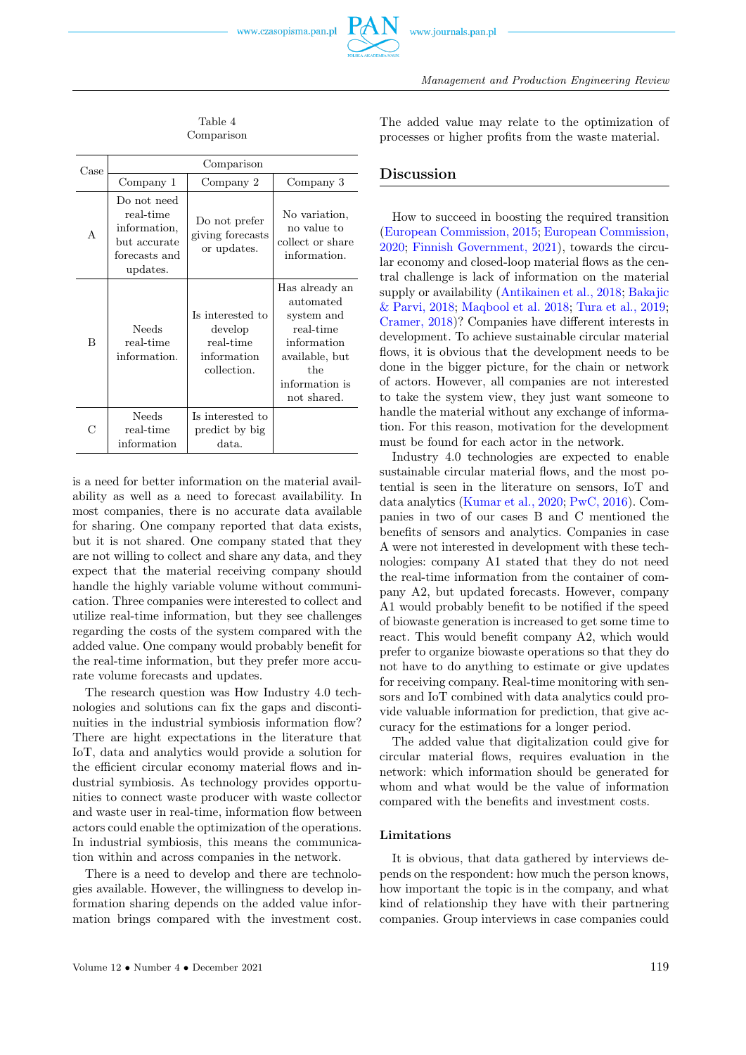Table 4
Comparison

| Case | Comparison | | |
|---|---|---|---|
| | Company 1 | Company 2 | Company 3 |
| A | Do not need real-time information, but accurate forecasts and updates. | Do not prefer giving forecasts or updates. | No variation, no value to collect or share information. |
| B | Needs real-time information. | Is interested to develop real-time information collection. | Has already an automated system and real-time information available, but the information is not shared. |
| C | Needs real-time information | Is interested to predict by big data. | |

is a need for better information on the material availability as well as a need to forecast availability. In most companies, there is no accurate data available for sharing. One company reported that data exists, but it is not shared. One company stated that they are not willing to collect and share any data, and they expect that the material receiving company should handle the highly variable volume without communication. Three companies were interested to collect and utilize real-time information, but they see challenges regarding the costs of the system compared with the added value. One company would probably benefit for the real-time information, but they prefer more accurate volume forecasts and updates.

The research question was How Industry 4.0 technologies and solutions can fix the gaps and discontinuities in the industrial symbiosis information flow? There are hight expectations in the literature that IoT, data and analytics would provide a solution for the efficient circular economy material flows and industrial symbiosis. As technology provides opportunities to connect waste producer with waste collector and waste user in real-time, information flow between actors could enable the optimization of the operations. In industrial symbiosis, this means the communication within and across companies in the network.

There is a need to develop and there are technologies available. However, the willingness to develop information sharing depends on the added value information brings compared with the investment cost. The added value may relate to the optimization of processes or higher profits from the waste material.

## Discussion

How to succeed in boosting the required transition (European Commission, 2015; European Commission, 2020; Finnish Government, 2021), towards the circular economy and closed-loop material flows as the central challenge is lack of information on the material supply or availability (Antikainen et al., 2018; Bakajic & Parvi, 2018; Maqbool et al. 2018; Tura et al., 2019; Cramer, 2018)? Companies have different interests in development. To achieve sustainable circular material flows, it is obvious that the development needs to be done in the bigger picture, for the chain or network of actors. However, all companies are not interested to take the system view, they just want someone to handle the material without any exchange of information. For this reason, motivation for the development must be found for each actor in the network.

Industry 4.0 technologies are expected to enable sustainable circular material flows, and the most potential is seen in the literature on sensors, IoT and data analytics (Kumar et al., 2020; PwC, 2016). Companies in two of our cases B and C mentioned the benefits of sensors and analytics. Companies in case A were not interested in development with these technologies: company A1 stated that they do not need the real-time information from the container of company A2, but updated forecasts. However, company A1 would probably benefit to be notified if the speed of biowaste generation is increased to get some time to react. This would benefit company A2, which would prefer to organize biowaste operations so that they do not have to do anything to estimate or give updates for receiving company. Real-time monitoring with sensors and IoT combined with data analytics could provide valuable information for prediction, that give accuracy for the estimations for a longer period.

The added value that digitalization could give for circular material flows, requires evaluation in the network: which information should be generated for whom and what would be the value of information compared with the benefits and investment costs.

### Limitations

It is obvious, that data gathered by interviews depends on the respondent: how much the person knows, how important the topic is in the company, and what kind of relationship they have with their partnering companies. Group interviews in case companies could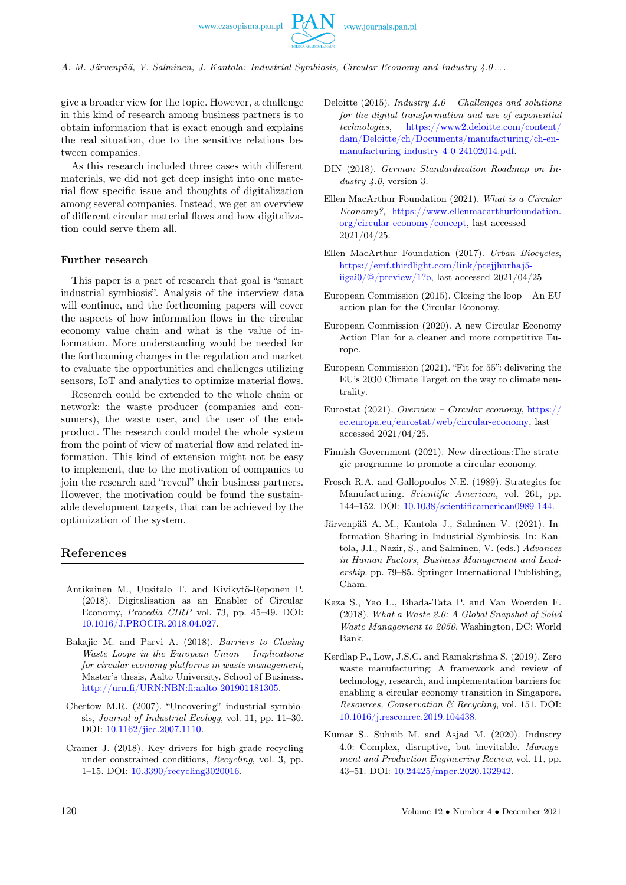give a broader view for the topic. However, a challenge in this kind of research among business partners is to obtain information that is exact enough and explains the real situation, due to the sensitive relations between companies.

As this research included three cases with different materials, we did not get deep insight into one material flow specific issue and thoughts of digitalization among several companies. Instead, we get an overview of different circular material flows and how digitalization could serve them all.

### Further research

This paper is a part of research that goal is "smart industrial symbiosis". Analysis of the interview data will continue, and the forthcoming papers will cover the aspects of how information flows in the circular economy value chain and what is the value of information. More understanding would be needed for the forthcoming changes in the regulation and market to evaluate the opportunities and challenges utilizing sensors, IoT and analytics to optimize material flows.

Research could be extended to the whole chain or network: the waste producer (companies and consumers), the waste user, and the user of the end-product. The research could model the whole system from the point of view of material flow and related information. This kind of extension might not be easy to implement, due to the motivation of companies to join the research and "reveal" their business partners. However, the motivation could be found the sustainable development targets, that can be achieved by the optimization of the system.

## References

Antikainen M., Uusitalo T. and Kivikytö-Reponen P. (2018). Digitalisation as an Enabler of Circular Economy, *Procedia CIRP* vol. 73, pp. 45–49. DOI: 10.1016/J.PROCIR.2018.04.027.

Bakajic M. and Parvi A. (2018). *Barriers to Closing Waste Loops in the European Union – Implications for circular economy platforms in waste management*, Master's thesis, Aalto University. School of Business. http://urn.fi/URN:NBN:fi:aalto-201901181305.

Chertow M.R. (2007). "Uncovering" industrial symbiosis, *Journal of Industrial Ecology*, vol. 11, pp. 11–30. DOI: 10.1162/jiec.2007.1110.

Cramer J. (2018). Key drivers for high-grade recycling under constrained conditions, *Recycling*, vol. 3, pp. 1–15. DOI: 10.3390/recycling3020016.

Deloitte (2015). *Industry 4.0 – Challenges and solutions for the digital transformation and use of exponential technologies*, https://www2.deloitte.com/content/dam/Deloitte/ch/Documents/manufacturing/ch-en-manufacturing-industry-4-0-24102014.pdf.

DIN (2018). *German Standardization Roadmap on Industry 4.0*, version 3.

Ellen MacArthur Foundation (2021). *What is a Circular Economy?*, https://www.ellenmacarthurfoundation.org/circular-economy/concept, last accessed 2021/04/25.

Ellen MacArthur Foundation (2017). *Urban Biocycles*, https://emf.thirdlight.com/link/ptejjhurhaj5-iigai0/@/preview/1?o, last accessed 2021/04/25

European Commission (2015). Closing the loop – An EU action plan for the Circular Economy.

European Commission (2020). A new Circular Economy Action Plan for a cleaner and more competitive Europe.

European Commission (2021). "Fit for 55": delivering the EU's 2030 Climate Target on the way to climate neutrality.

Eurostat (2021). *Overview – Circular economy*, https://ec.europa.eu/eurostat/web/circular-economy, last accessed 2021/04/25.

Finnish Government (2021). New directions:The strategic programme to promote a circular economy.

Frosch R.A. and Gallopoulos N.E. (1989). Strategies for Manufacturing. *Scientific American*, vol. 261, pp. 144–152. DOI: 10.1038/scientificamerican0989-144.

Järvenpää A.-M., Kantola J., Salminen V. (2021). Information Sharing in Industrial Symbiosis. In: Kantola, J.I., Nazir, S., and Salminen, V. (eds.) *Advances in Human Factors, Business Management and Leadership*. pp. 79–85. Springer International Publishing, Cham.

Kaza S., Yao L., Bhada-Tata P. and Van Woerden F. (2018). *What a Waste 2.0: A Global Snapshot of Solid Waste Management to 2050*, Washington, DC: World Bank.

Kerdlap P., Low, J.S.C. and Ramakrishna S. (2019). Zero waste manufacturing: A framework and review of technology, research, and implementation barriers for enabling a circular economy transition in Singapore. *Resources, Conservation & Recycling*, vol. 151. DOI: 10.1016/j.resconrec.2019.104438.

Kumar S., Suhaib M. and Asjad M. (2020). Industry 4.0: Complex, disruptive, but inevitable. *Management and Production Engineering Review*, vol. 11, pp. 43–51. DOI: 10.24425/mper.2020.132942.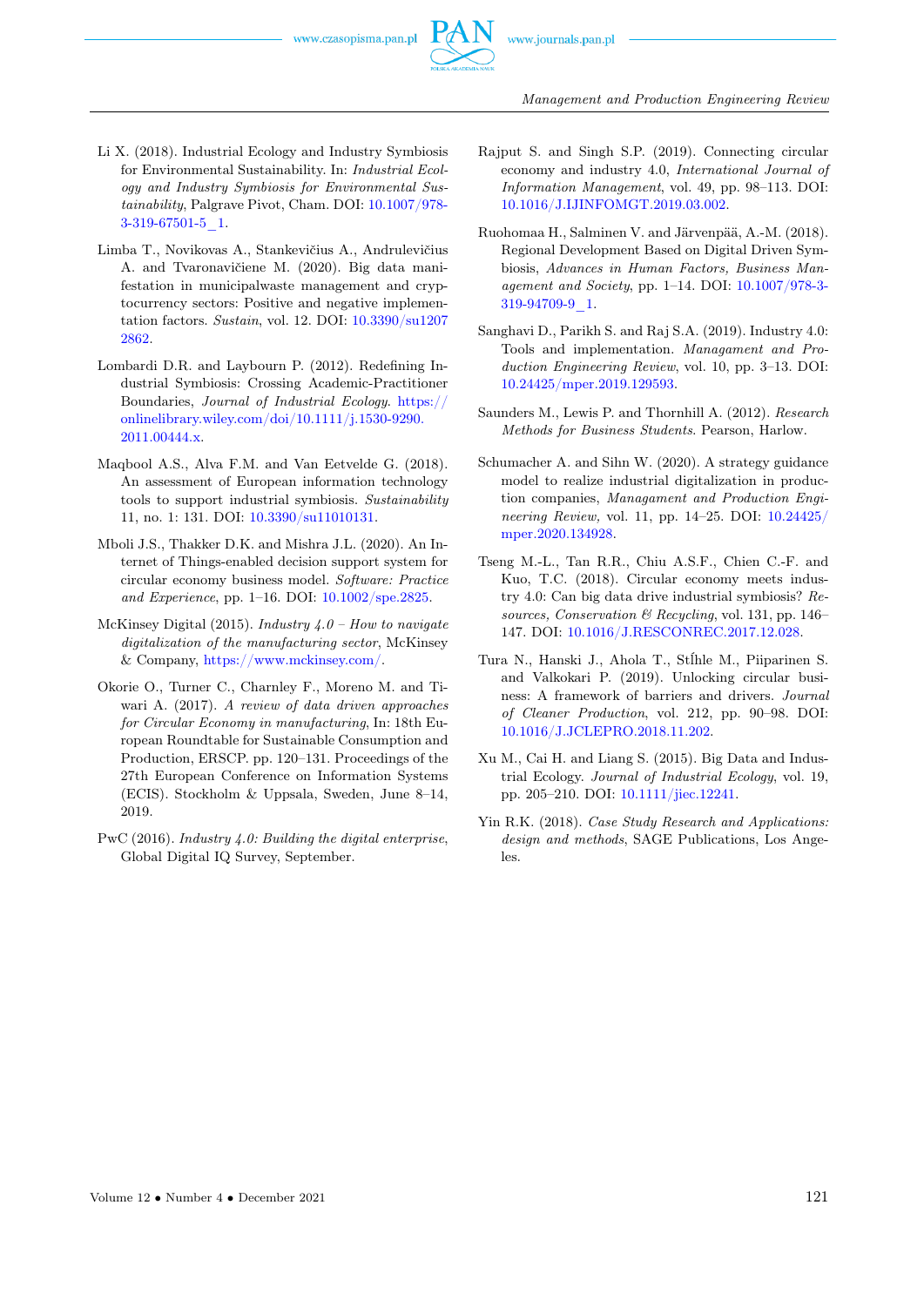Li X. (2018). Industrial Ecology and Industry Symbiosis for Environmental Sustainability. In: *Industrial Ecology and Industry Symbiosis for Environmental Sustainability*, Palgrave Pivot, Cham. DOI: 10.1007/978-3-319-67501-5_1.

Limba T., Novikovas A., Stankevičius A., Andrulevičius A. and Tvaronavičiene M. (2020). Big data manifestation in municipalwaste management and cryptocurrency sectors: Positive and negative implementation factors. *Sustain*, vol. 12. DOI: 10.3390/su12072862.

Lombardi D.R. and Laybourn P. (2012). Redefining Industrial Symbiosis: Crossing Academic-Practitioner Boundaries, *Journal of Industrial Ecology*. https://onlinelibrary.wiley.com/doi/10.1111/j.1530-9290.2011.00444.x.

Maqbool A.S., Alva F.M. and Van Eetvelde G. (2018). An assessment of European information technology tools to support industrial symbiosis. *Sustainability* 11, no. 1: 131. DOI: 10.3390/su11010131.

Mboli J.S., Thakker D.K. and Mishra J.L. (2020). An Internet of Things-enabled decision support system for circular economy business model. *Software: Practice and Experience*, pp. 1–16. DOI: 10.1002/spe.2825.

McKinsey Digital (2015). *Industry 4.0 – How to navigate digitalization of the manufacturing sector*, McKinsey & Company, https://www.mckinsey.com/.

Okorie O., Turner C., Charnley F., Moreno M. and Tiwari A. (2017). *A review of data driven approaches for Circular Economy in manufacturing*, In: 18th European Roundtable for Sustainable Consumption and Production, ERSCP. pp. 120–131. Proceedings of the 27th European Conference on Information Systems (ECIS). Stockholm & Uppsala, Sweden, June 8–14, 2019.

PwC (2016). *Industry 4.0: Building the digital enterprise*, Global Digital IQ Survey, September.

Rajput S. and Singh S.P. (2019). Connecting circular economy and industry 4.0, *International Journal of Information Management*, vol. 49, pp. 98–113. DOI: 10.1016/J.IJINFOMGT.2019.03.002.

Ruohomaa H., Salminen V. and Järvenpää, A.-M. (2018). Regional Development Based on Digital Driven Symbiosis, *Advances in Human Factors, Business Management and Society*, pp. 1–14. DOI: 10.1007/978-3-319-94709-9_1.

Sanghavi D., Parikh S. and Raj S.A. (2019). Industry 4.0: Tools and implementation. *Managament and Production Engineering Review*, vol. 10, pp. 3–13. DOI: 10.24425/mper.2019.129593.

Saunders M., Lewis P. and Thornhill A. (2012). *Research Methods for Business Students*. Pearson, Harlow.

Schumacher A. and Sihn W. (2020). A strategy guidance model to realize industrial digitalization in production companies, *Managament and Production Engineering Review,* vol. 11, pp. 14–25. DOI: 10.24425/mper.2020.134928.

Tseng M.-L., Tan R.R., Chiu A.S.F., Chien C.-F. and Kuo, T.C. (2018). Circular economy meets industry 4.0: Can big data drive industrial symbiosis? *Resources, Conservation & Recycling*, vol. 131, pp. 146–147. DOI: 10.1016/J.RESCONREC.2017.12.028.

Tura N., Hanski J., Ahola T., StÍhle M., Piiparinen S. and Valkokari P. (2019). Unlocking circular business: A framework of barriers and drivers. *Journal of Cleaner Production*, vol. 212, pp. 90–98. DOI: 10.1016/J.JCLEPRO.2018.11.202.

Xu M., Cai H. and Liang S. (2015). Big Data and Industrial Ecology. *Journal of Industrial Ecology*, vol. 19, pp. 205–210. DOI: 10.1111/jiec.12241.

Yin R.K. (2018). *Case Study Research and Applications: design and methods*, SAGE Publications, Los Angeles.